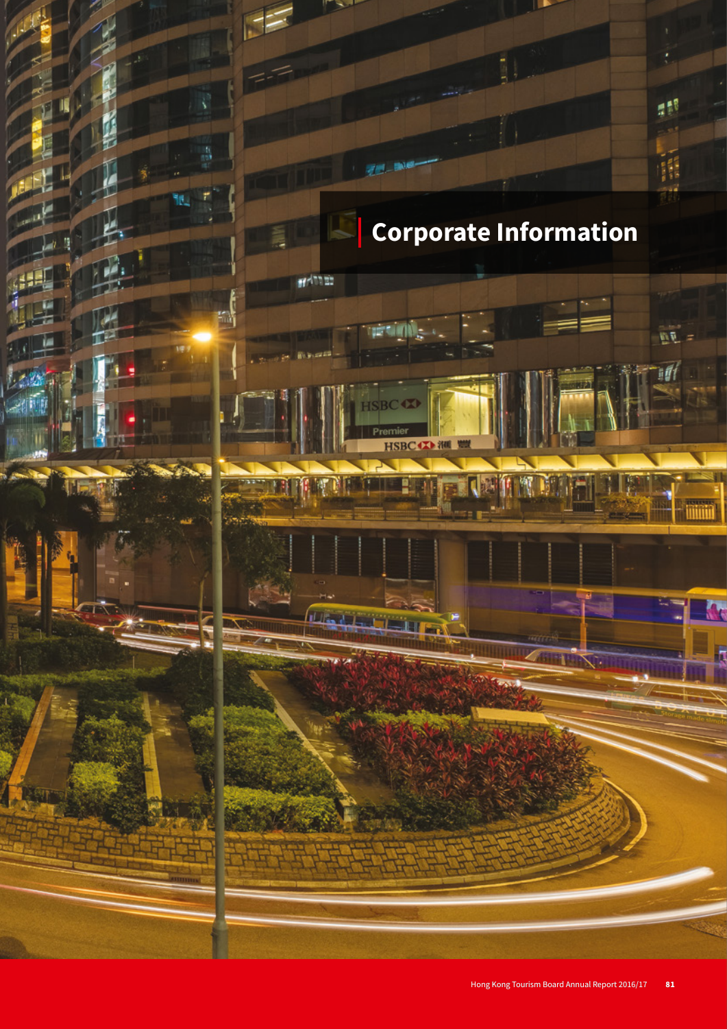# Corporate Information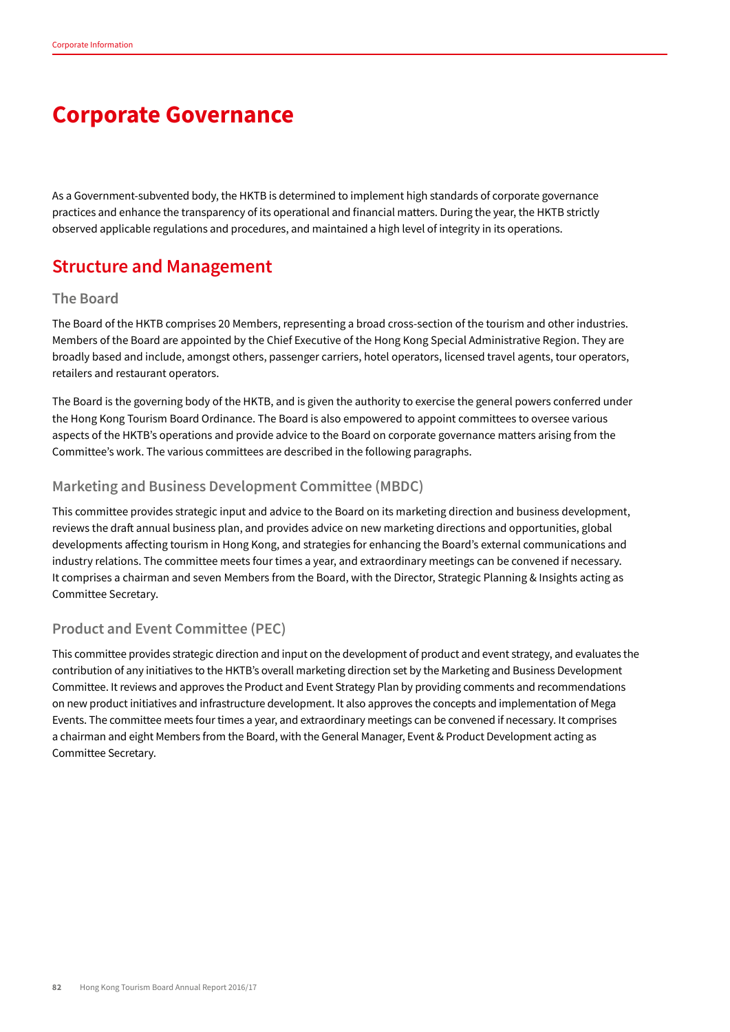# Corporate Governance

As a Government-subvented body, the HKTB is determined to implement high standards of corporate governance practices and enhance the transparency of its operational and financial matters. During the year, the HKTB strictly observed applicable regulations and procedures, and maintained a high level of integrity in its operations.

## Structure and Management

### The Board

The Board of the HKTB comprises 20 Members, representing a broad cross-section of the tourism and other industries. Members of the Board are appointed by the Chief Executive of the Hong Kong Special Administrative Region. They are broadly based and include, amongst others, passenger carriers, hotel operators, licensed travel agents, tour operators, retailers and restaurant operators.

The Board is the governing body of the HKTB, and is given the authority to exercise the general powers conferred under the Hong Kong Tourism Board Ordinance. The Board is also empowered to appoint committees to oversee various aspects of the HKTB's operations and provide advice to the Board on corporate governance matters arising from the Committee's work. The various committees are described in the following paragraphs.

### Marketing and Business Development Committee (MBDC)

This committee provides strategic input and advice to the Board on its marketing direction and business development, reviews the draft annual business plan, and provides advice on new marketing directions and opportunities, global developments affecting tourism in Hong Kong, and strategies for enhancing the Board's external communications and industry relations. The committee meets four times a year, and extraordinary meetings can be convened if necessary. It comprises a chairman and seven Members from the Board, with the Director, Strategic Planning & Insights acting as Committee Secretary.

### Product and Event Committee (PEC)

This committee provides strategic direction and input on the development of product and event strategy, and evaluates the contribution of any initiatives to the HKTB's overall marketing direction set by the Marketing and Business Development Committee. It reviews and approves the Product and Event Strategy Plan by providing comments and recommendations on new product initiatives and infrastructure development. It also approves the concepts and implementation of Mega Events. The committee meets four times a year, and extraordinary meetings can be convened if necessary. It comprises a chairman and eight Members from the Board, with the General Manager, Event & Product Development acting as Committee Secretary.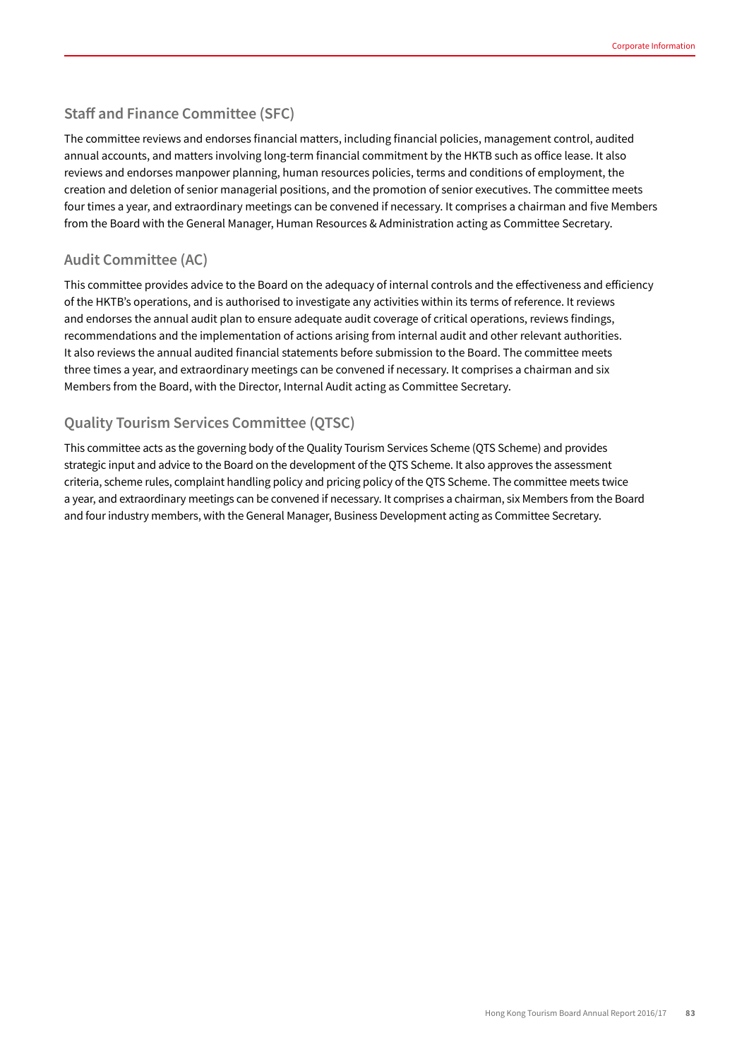### Staff and Finance Committee (SFC)

The committee reviews and endorses financial matters, including financial policies, management control, audited annual accounts, and matters involving long-term financial commitment by the HKTB such as office lease. It also reviews and endorses manpower planning, human resources policies, terms and conditions of employment, the creation and deletion of senior managerial positions, and the promotion of senior executives. The committee meets four times a year, and extraordinary meetings can be convened if necessary. It comprises a chairman and five Members from the Board with the General Manager, Human Resources & Administration acting as Committee Secretary.

### Audit Committee (AC)

This committee provides advice to the Board on the adequacy of internal controls and the effectiveness and efficiency of the HKTB's operations, and is authorised to investigate any activities within its terms of reference. It reviews and endorses the annual audit plan to ensure adequate audit coverage of critical operations, reviews findings, recommendations and the implementation of actions arising from internal audit and other relevant authorities. It also reviews the annual audited financial statements before submission to the Board. The committee meets three times a year, and extraordinary meetings can be convened if necessary. It comprises a chairman and six Members from the Board, with the Director, Internal Audit acting as Committee Secretary.

### Quality Tourism Services Committee (QTSC)

This committee acts as the governing body of the Quality Tourism Services Scheme (QTS Scheme) and provides strategic input and advice to the Board on the development of the QTS Scheme. It also approves the assessment criteria, scheme rules, complaint handling policy and pricing policy of the QTS Scheme. The committee meets twice a year, and extraordinary meetings can be convened if necessary. It comprises a chairman, six Members from the Board and four industry members, with the General Manager, Business Development acting as Committee Secretary.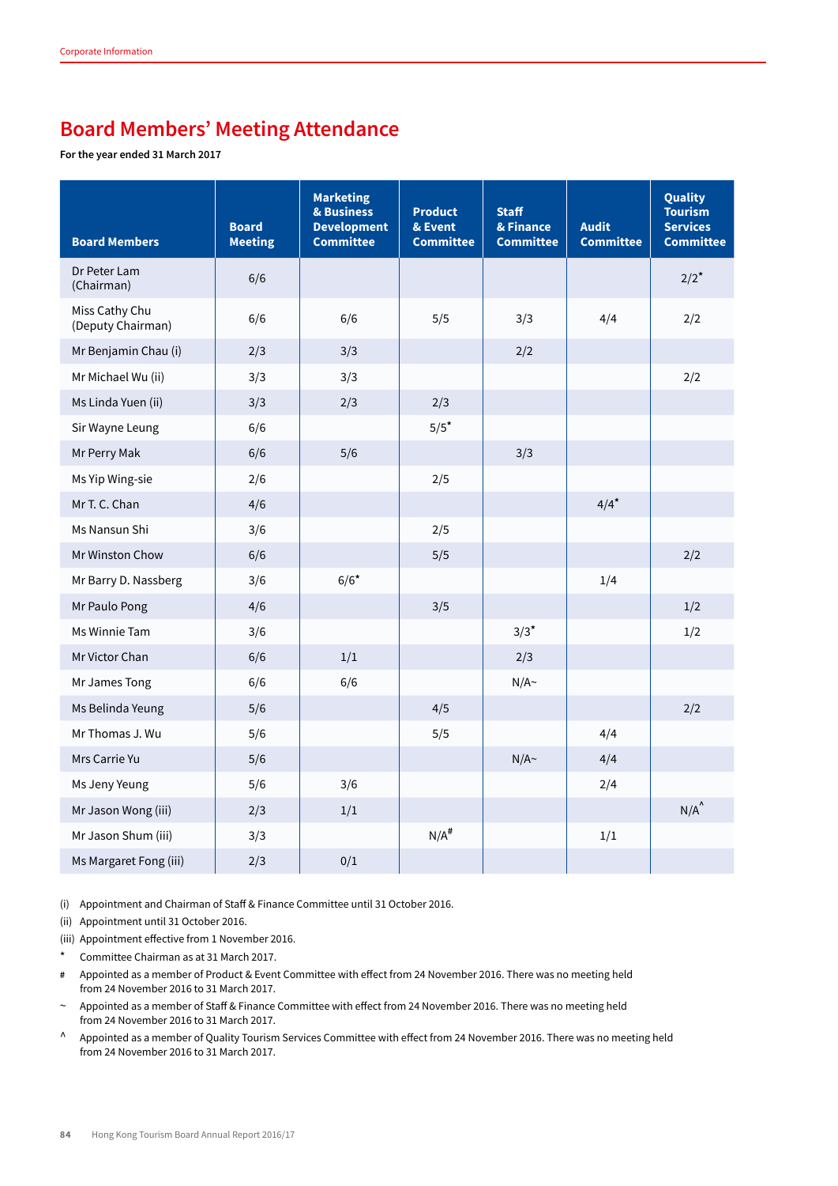# Board Members' Meeting Attendance

**For the year ended 31 March 2017**

| Board Members | Board Meeting | Marketing & Business Development Committee | Product & Event Committee | Staff & Finance Committee | Audit Committee | Quality Tourism Services Committee |
|---|---|---|---|---|---|---|
| Dr Peter Lam (Chairman) | 6/6 | | | | | 2/2* |
| Miss Cathy Chu (Deputy Chairman) | 6/6 | 6/6 | 5/5 | 3/3 | 4/4 | 2/2 |
| Mr Benjamin Chau (i) | 2/3 | 3/3 | | 2/2 | | |
| Mr Michael Wu (ii) | 3/3 | 3/3 | | | | 2/2 |
| Ms Linda Yuen (ii) | 3/3 | 2/3 | 2/3 | | | |
| Sir Wayne Leung | 6/6 | | 5/5* | | | |
| Mr Perry Mak | 6/6 | 5/6 | | 3/3 | | |
| Ms Yip Wing-sie | 2/6 | | 2/5 | | | |
| Mr T. C. Chan | 4/6 | | | | 4/4* | |
| Ms Nansun Shi | 3/6 | | 2/5 | | | |
| Mr Winston Chow | 6/6 | | 5/5 | | | 2/2 |
| Mr Barry D. Nassberg | 3/6 | 6/6* | | | 1/4 | |
| Mr Paulo Pong | 4/6 | | 3/5 | | | 1/2 |
| Ms Winnie Tam | 3/6 | | | 3/3* | | 1/2 |
| Mr Victor Chan | 6/6 | 1/1 | | 2/3 | | |
| Mr James Tong | 6/6 | 6/6 | | N/A~ | | |
| Ms Belinda Yeung | 5/6 | | 4/5 | | | 2/2 |
| Mr Thomas J. Wu | 5/6 | | 5/5 | | 4/4 | |
| Mrs Carrie Yu | 5/6 | | | N/A~ | 4/4 | |
| Ms Jeny Yeung | 5/6 | 3/6 | | | 2/4 | |
| Mr Jason Wong (iii) | 2/3 | 1/1 | | | | N/A^ |
| Mr Jason Shum (iii) | 3/3 | | N/A# | | 1/1 | |
| Ms Margaret Fong (iii) | 2/3 | 0/1 | | | | |

(i) Appointment and Chairman of Staff & Finance Committee until 31 October 2016.

(ii) Appointment until 31 October 2016.

(iii) Appointment effective from 1 November 2016.

\* Committee Chairman as at 31 March 2017.

\# Appointed as a member of Product & Event Committee with effect from 24 November 2016. There was no meeting held from 24 November 2016 to 31 March 2017.

~ Appointed as a member of Staff & Finance Committee with effect from 24 November 2016. There was no meeting held from 24 November 2016 to 31 March 2017.

^ Appointed as a member of Quality Tourism Services Committee with effect from 24 November 2016. There was no meeting held from 24 November 2016 to 31 March 2017.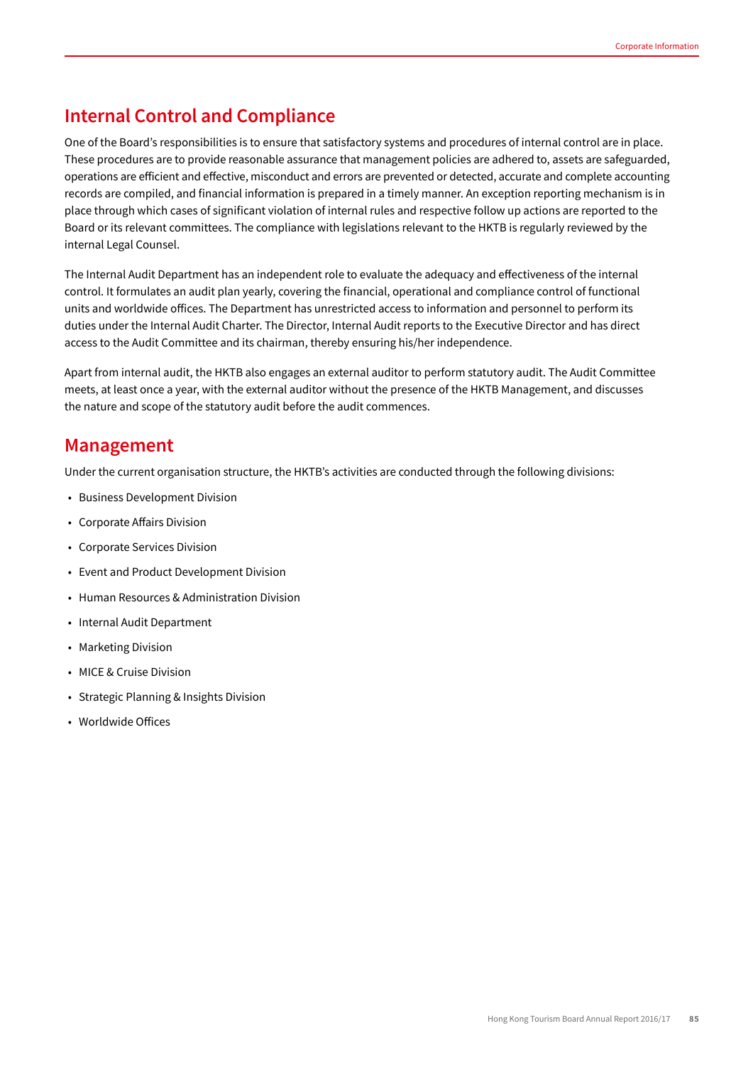## Internal Control and Compliance

One of the Board's responsibilities is to ensure that satisfactory systems and procedures of internal control are in place. These procedures are to provide reasonable assurance that management policies are adhered to, assets are safeguarded, operations are efficient and effective, misconduct and errors are prevented or detected, accurate and complete accounting records are compiled, and financial information is prepared in a timely manner. An exception reporting mechanism is in place through which cases of significant violation of internal rules and respective follow up actions are reported to the Board or its relevant committees. The compliance with legislations relevant to the HKTB is regularly reviewed by the internal Legal Counsel.

The Internal Audit Department has an independent role to evaluate the adequacy and effectiveness of the internal control. It formulates an audit plan yearly, covering the financial, operational and compliance control of functional units and worldwide offices. The Department has unrestricted access to information and personnel to perform its duties under the Internal Audit Charter. The Director, Internal Audit reports to the Executive Director and has direct access to the Audit Committee and its chairman, thereby ensuring his/her independence.

Apart from internal audit, the HKTB also engages an external auditor to perform statutory audit. The Audit Committee meets, at least once a year, with the external auditor without the presence of the HKTB Management, and discusses the nature and scope of the statutory audit before the audit commences.

## Management

Under the current organisation structure, the HKTB's activities are conducted through the following divisions:

- Business Development Division
- Corporate Affairs Division
- Corporate Services Division
- Event and Product Development Division
- Human Resources & Administration Division
- Internal Audit Department
- Marketing Division
- MICE & Cruise Division
- Strategic Planning & Insights Division
- Worldwide Offices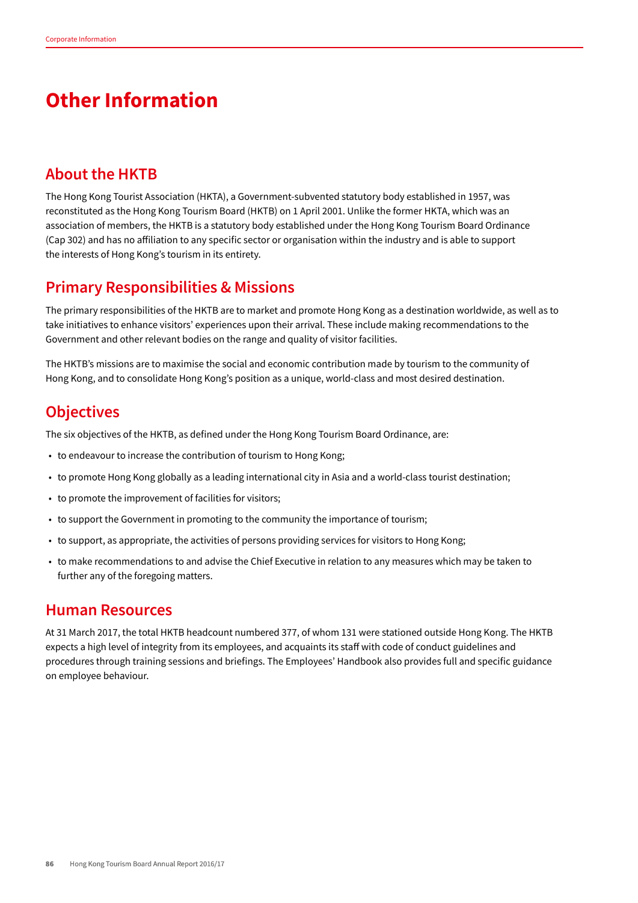# Other Information

## About the HKTB

The Hong Kong Tourist Association (HKTA), a Government-subvented statutory body established in 1957, was reconstituted as the Hong Kong Tourism Board (HKTB) on 1 April 2001. Unlike the former HKTA, which was an association of members, the HKTB is a statutory body established under the Hong Kong Tourism Board Ordinance (Cap 302) and has no affiliation to any specific sector or organisation within the industry and is able to support the interests of Hong Kong's tourism in its entirety.

## Primary Responsibilities & Missions

The primary responsibilities of the HKTB are to market and promote Hong Kong as a destination worldwide, as well as to take initiatives to enhance visitors' experiences upon their arrival. These include making recommendations to the Government and other relevant bodies on the range and quality of visitor facilities.

The HKTB's missions are to maximise the social and economic contribution made by tourism to the community of Hong Kong, and to consolidate Hong Kong's position as a unique, world-class and most desired destination.

## Objectives

The six objectives of the HKTB, as defined under the Hong Kong Tourism Board Ordinance, are:

- to endeavour to increase the contribution of tourism to Hong Kong;
- to promote Hong Kong globally as a leading international city in Asia and a world-class tourist destination;
- to promote the improvement of facilities for visitors;
- to support the Government in promoting to the community the importance of tourism;
- to support, as appropriate, the activities of persons providing services for visitors to Hong Kong;
- to make recommendations to and advise the Chief Executive in relation to any measures which may be taken to further any of the foregoing matters.

## Human Resources

At 31 March 2017, the total HKTB headcount numbered 377, of whom 131 were stationed outside Hong Kong. The HKTB expects a high level of integrity from its employees, and acquaints its staff with code of conduct guidelines and procedures through training sessions and briefings. The Employees' Handbook also provides full and specific guidance on employee behaviour.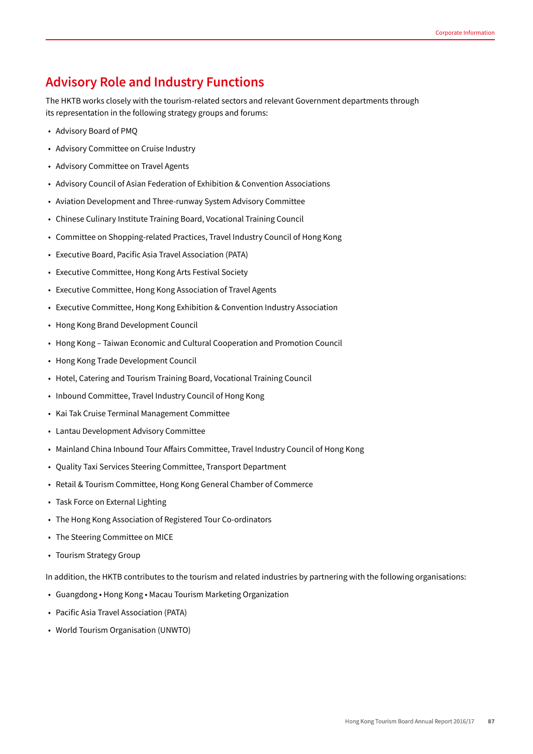## Advisory Role and Industry Functions

The HKTB works closely with the tourism-related sectors and relevant Government departments through its representation in the following strategy groups and forums:

- Advisory Board of PMQ
- Advisory Committee on Cruise Industry
- Advisory Committee on Travel Agents
- Advisory Council of Asian Federation of Exhibition & Convention Associations
- Aviation Development and Three-runway System Advisory Committee
- Chinese Culinary Institute Training Board, Vocational Training Council
- Committee on Shopping-related Practices, Travel Industry Council of Hong Kong
- Executive Board, Pacific Asia Travel Association (PATA)
- Executive Committee, Hong Kong Arts Festival Society
- Executive Committee, Hong Kong Association of Travel Agents
- Executive Committee, Hong Kong Exhibition & Convention Industry Association
- Hong Kong Brand Development Council
- Hong Kong – Taiwan Economic and Cultural Cooperation and Promotion Council
- Hong Kong Trade Development Council
- Hotel, Catering and Tourism Training Board, Vocational Training Council
- Inbound Committee, Travel Industry Council of Hong Kong
- Kai Tak Cruise Terminal Management Committee
- Lantau Development Advisory Committee
- Mainland China Inbound Tour Affairs Committee, Travel Industry Council of Hong Kong
- Quality Taxi Services Steering Committee, Transport Department
- Retail & Tourism Committee, Hong Kong General Chamber of Commerce
- Task Force on External Lighting
- The Hong Kong Association of Registered Tour Co-ordinators
- The Steering Committee on MICE
- Tourism Strategy Group

In addition, the HKTB contributes to the tourism and related industries by partnering with the following organisations:

- Guangdong • Hong Kong • Macau Tourism Marketing Organization
- Pacific Asia Travel Association (PATA)
- World Tourism Organisation (UNWTO)